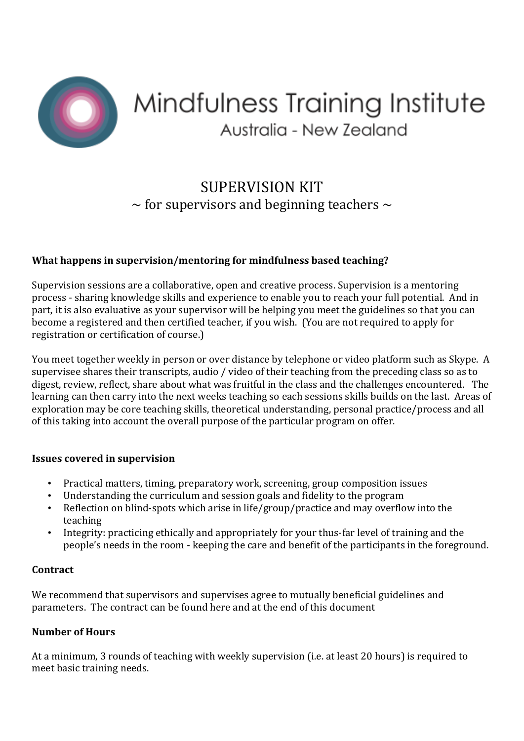Mindfulness Training Institute

Australia - New Zealand

# SUPERVISION KIT

~ for supervisors and beginning teachers ~

**What happens in supervision/mentoring for mindfulness based teaching?**

Supervision sessions are a collaborative, open and creative process. Supervision is a mentoring process - sharing knowledge skills and experience to enable you to reach your full potential. And in part, it is also evaluative as your supervisor will be helping you meet the guidelines so that you can become a registered and then certified teacher, if you wish. (You are not required to apply for registration or certification of course.)

You meet together weekly in person or over distance by telephone or video platform such as Skype. A supervisee shares their transcripts, audio / video of their teaching from the preceding class so as to digest, review, reflect, share about what was fruitful in the class and the challenges encountered. The learning can then carry into the next weeks teaching so each sessions skills builds on the last. Areas of exploration may be core teaching skills, theoretical understanding, personal practice/process and all of this taking into account the overall purpose of the particular program on offer.

**Issues covered in supervision**

- Practical matters, timing, preparatory work, screening, group composition issues
- Understanding the curriculum and session goals and fidelity to the program
- Reflection on blind-spots which arise in life/group/practice and may overflow into the teaching
- Integrity: practicing ethically and appropriately for your thus-far level of training and the people's needs in the room - keeping the care and benefit of the participants in the foreground.

**Contract**

We recommend that supervisors and supervises agree to mutually beneficial guidelines and parameters. The contract can be found here and at the end of this document

**Number of Hours**

At a minimum, 3 rounds of teaching with weekly supervision (i.e. at least 20 hours) is required to meet basic training needs.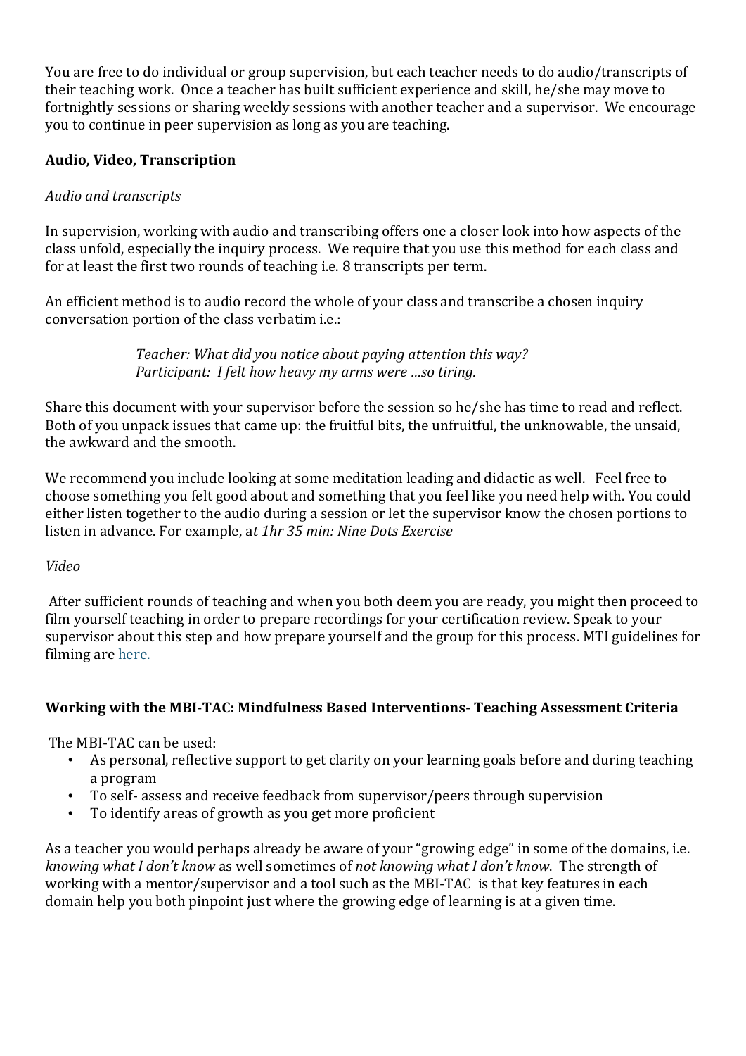You are free to do individual or group supervision, but each teacher needs to do audio/transcripts of their teaching work. Once a teacher has built sufficient experience and skill, he/she may move to fortnightly sessions or sharing weekly sessions with another teacher and a supervisor. We encourage you to continue in peer supervision as long as you are teaching.

**Audio, Video, Transcription**

*Audio and transcripts*

In supervision, working with audio and transcribing offers one a closer look into how aspects of the class unfold, especially the inquiry process. We require that you use this method for each class and for at least the first two rounds of teaching i.e. 8 transcripts per term.

An efficient method is to audio record the whole of your class and transcribe a chosen inquiry conversation portion of the class verbatim i.e.:

> *Teacher: What did you notice about paying attention this way?*
> *Participant: I felt how heavy my arms were …so tiring.*

Share this document with your supervisor before the session so he/she has time to read and reflect. Both of you unpack issues that came up: the fruitful bits, the unfruitful, the unknowable, the unsaid, the awkward and the smooth.

We recommend you include looking at some meditation leading and didactic as well. Feel free to choose something you felt good about and something that you feel like you need help with. You could either listen together to the audio during a session or let the supervisor know the chosen portions to listen in advance. For example, a*t 1hr 35 min: Nine Dots Exercise*

*Video*

After sufficient rounds of teaching and when you both deem you are ready, you might then proceed to film yourself teaching in order to prepare recordings for your certification review. Speak to your supervisor about this step and how prepare yourself and the group for this process. MTI guidelines for filming are here.

**Working with the MBI-TAC: Mindfulness Based Interventions- Teaching Assessment Criteria**

The MBI-TAC can be used:

- As personal, reflective support to get clarity on your learning goals before and during teaching a program
- To self- assess and receive feedback from supervisor/peers through supervision
- To identify areas of growth as you get more proficient

As a teacher you would perhaps already be aware of your "growing edge" in some of the domains, i.e. *knowing what I don't know* as well sometimes of *not knowing what I don't know*. The strength of working with a mentor/supervisor and a tool such as the MBI-TAC is that key features in each domain help you both pinpoint just where the growing edge of learning is at a given time.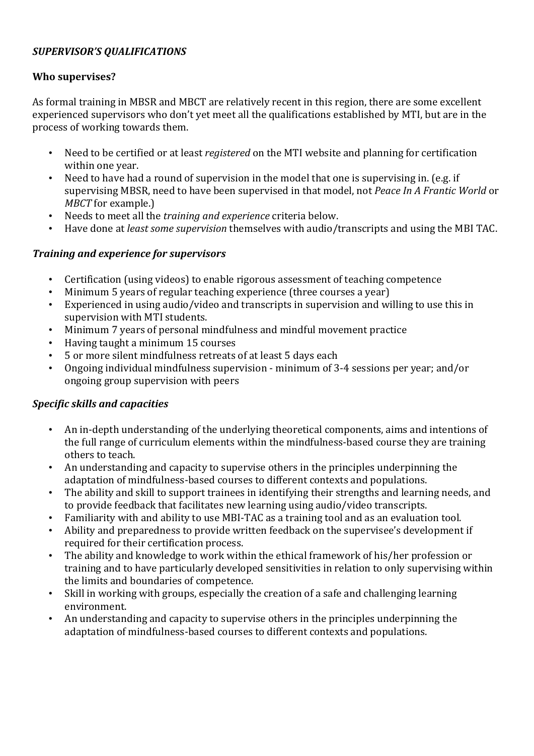***SUPERVISOR'S QUALIFICATIONS***

**Who supervises?**

As formal training in MBSR and MBCT are relatively recent in this region, there are some excellent experienced supervisors who don't yet meet all the qualifications established by MTI, but are in the process of working towards them.

- Need to be certified or at least *registered* on the MTI website and planning for certification within one year.
- Need to have had a round of supervision in the model that one is supervising in. (e.g. if supervising MBSR, need to have been supervised in that model, not *Peace In A Frantic World* or *MBCT* for example.)
- Needs to meet all the *training and experience* criteria below.
- Have done at *least some supervision* themselves with audio/transcripts and using the MBI TAC.

***Training and experience for supervisors***

- Certification (using videos) to enable rigorous assessment of teaching competence
- Minimum 5 years of regular teaching experience (three courses a year)
- Experienced in using audio/video and transcripts in supervision and willing to use this in supervision with MTI students.
- Minimum 7 years of personal mindfulness and mindful movement practice
- Having taught a minimum 15 courses
- 5 or more silent mindfulness retreats of at least 5 days each
- Ongoing individual mindfulness supervision - minimum of 3-4 sessions per year; and/or ongoing group supervision with peers

***Specific skills and capacities***

- An in-depth understanding of the underlying theoretical components, aims and intentions of the full range of curriculum elements within the mindfulness-based course they are training others to teach.
- An understanding and capacity to supervise others in the principles underpinning the adaptation of mindfulness-based courses to different contexts and populations.
- The ability and skill to support trainees in identifying their strengths and learning needs, and to provide feedback that facilitates new learning using audio/video transcripts.
- Familiarity with and ability to use MBI-TAC as a training tool and as an evaluation tool.
- Ability and preparedness to provide written feedback on the supervisee's development if required for their certification process.
- The ability and knowledge to work within the ethical framework of his/her profession or training and to have particularly developed sensitivities in relation to only supervising within the limits and boundaries of competence.
- Skill in working with groups, especially the creation of a safe and challenging learning environment.
- An understanding and capacity to supervise others in the principles underpinning the adaptation of mindfulness-based courses to different contexts and populations.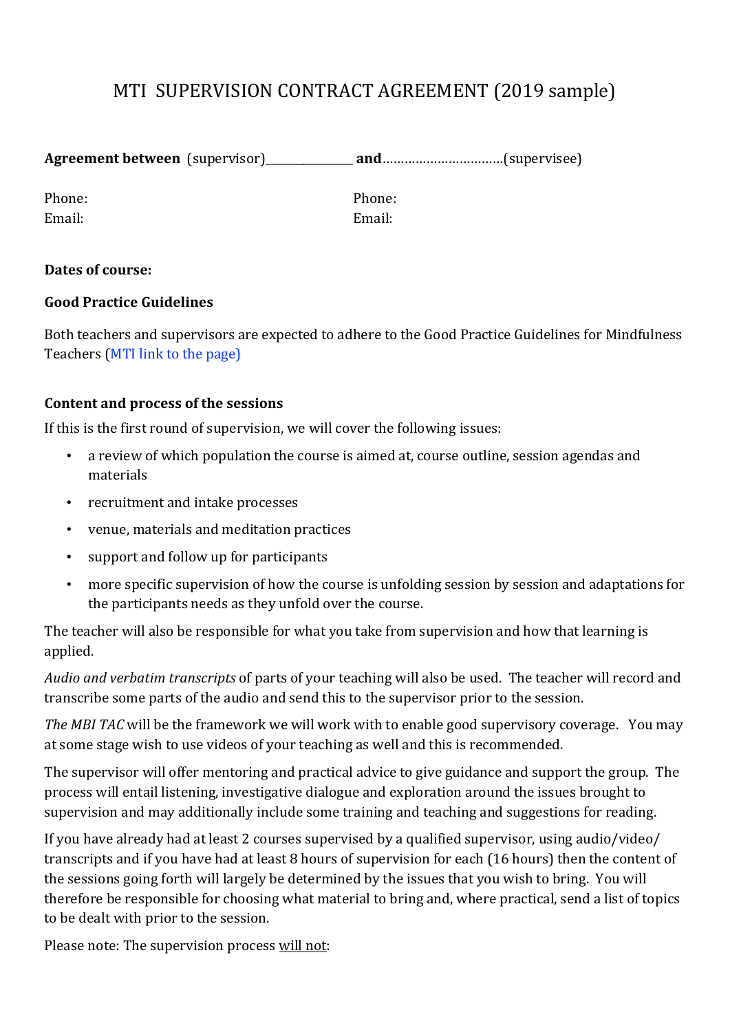# MTI SUPERVISION CONTRACT AGREEMENT (2019 sample)

**Agreement between** (supervisor)_______________ **and**……………………………(supervisee)

Phone:
Email:

Phone:
Email:

**Dates of course:**

**Good Practice Guidelines**

Both teachers and supervisors are expected to adhere to the Good Practice Guidelines for Mindfulness Teachers (MTI link to the page)

**Content and process of the sessions**

If this is the first round of supervision, we will cover the following issues:

- a review of which population the course is aimed at, course outline, session agendas and materials
- recruitment and intake processes
- venue, materials and meditation practices
- support and follow up for participants
- more specific supervision of how the course is unfolding session by session and adaptations for the participants needs as they unfold over the course.

The teacher will also be responsible for what you take from supervision and how that learning is applied.

*Audio and verbatim transcripts* of parts of your teaching will also be used. The teacher will record and transcribe some parts of the audio and send this to the supervisor prior to the session.

*The MBI TAC* will be the framework we will work with to enable good supervisory coverage. You may at some stage wish to use videos of your teaching as well and this is recommended.

The supervisor will offer mentoring and practical advice to give guidance and support the group. The process will entail listening, investigative dialogue and exploration around the issues brought to supervision and may additionally include some training and teaching and suggestions for reading.

If you have already had at least 2 courses supervised by a qualified supervisor, using audio/video/ transcripts and if you have had at least 8 hours of supervision for each (16 hours) then the content of the sessions going forth will largely be determined by the issues that you wish to bring. You will therefore be responsible for choosing what material to bring and, where practical, send a list of topics to be dealt with prior to the session.

Please note: The supervision process <u>will not</u>: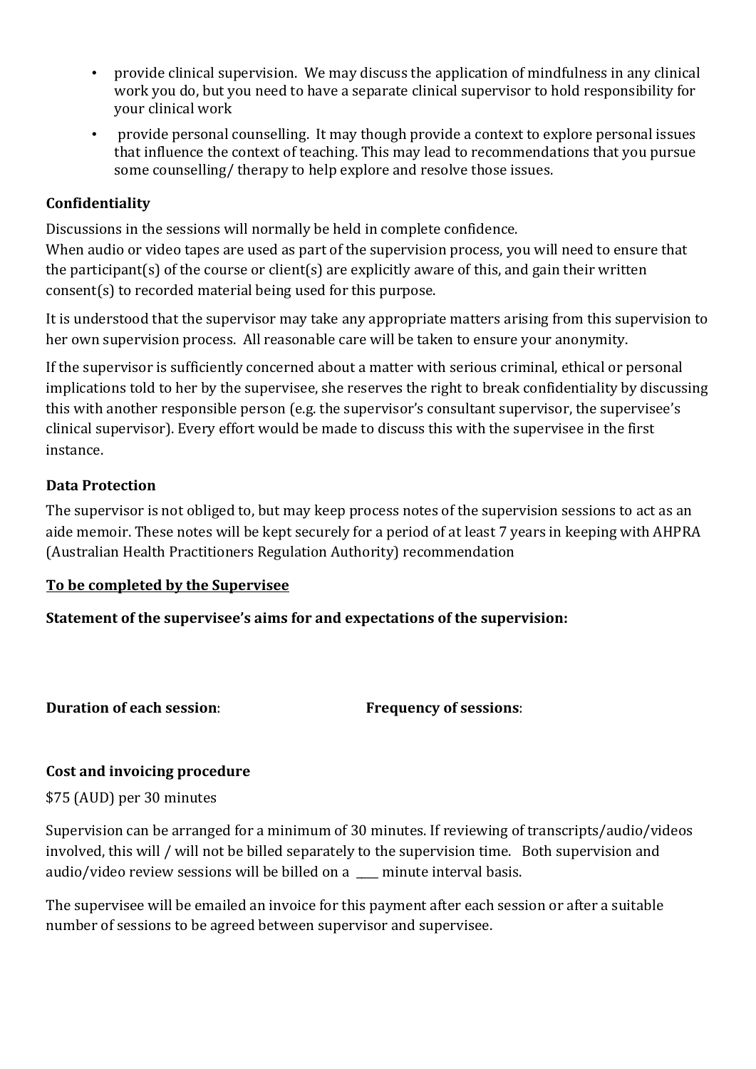- provide clinical supervision. We may discuss the application of mindfulness in any clinical work you do, but you need to have a separate clinical supervisor to hold responsibility for your clinical work
- provide personal counselling. It may though provide a context to explore personal issues that influence the context of teaching. This may lead to recommendations that you pursue some counselling/ therapy to help explore and resolve those issues.

**Confidentiality**

Discussions in the sessions will normally be held in complete confidence.
When audio or video tapes are used as part of the supervision process, you will need to ensure that the participant(s) of the course or client(s) are explicitly aware of this, and gain their written consent(s) to recorded material being used for this purpose.

It is understood that the supervisor may take any appropriate matters arising from this supervision to her own supervision process. All reasonable care will be taken to ensure your anonymity.

If the supervisor is sufficiently concerned about a matter with serious criminal, ethical or personal implications told to her by the supervisee, she reserves the right to break confidentiality by discussing this with another responsible person (e.g. the supervisor's consultant supervisor, the supervisee's clinical supervisor). Every effort would be made to discuss this with the supervisee in the first instance.

**Data Protection**

The supervisor is not obliged to, but may keep process notes of the supervision sessions to act as an aide memoir. These notes will be kept securely for a period of at least 7 years in keeping with AHPRA (Australian Health Practitioners Regulation Authority) recommendation

**<u>To be completed by the Supervisee</u>**

**Statement of the supervisee's aims for and expectations of the supervision:**

**Duration of each session**: **Frequency of sessions**:

**Cost and invoicing procedure**

$75 (AUD) per 30 minutes

Supervision can be arranged for a minimum of 30 minutes. If reviewing of transcripts/audio/videos involved, this will / will not be billed separately to the supervision time. Both supervision and audio/video review sessions will be billed on a ____ minute interval basis.

The supervisee will be emailed an invoice for this payment after each session or after a suitable number of sessions to be agreed between supervisor and supervisee.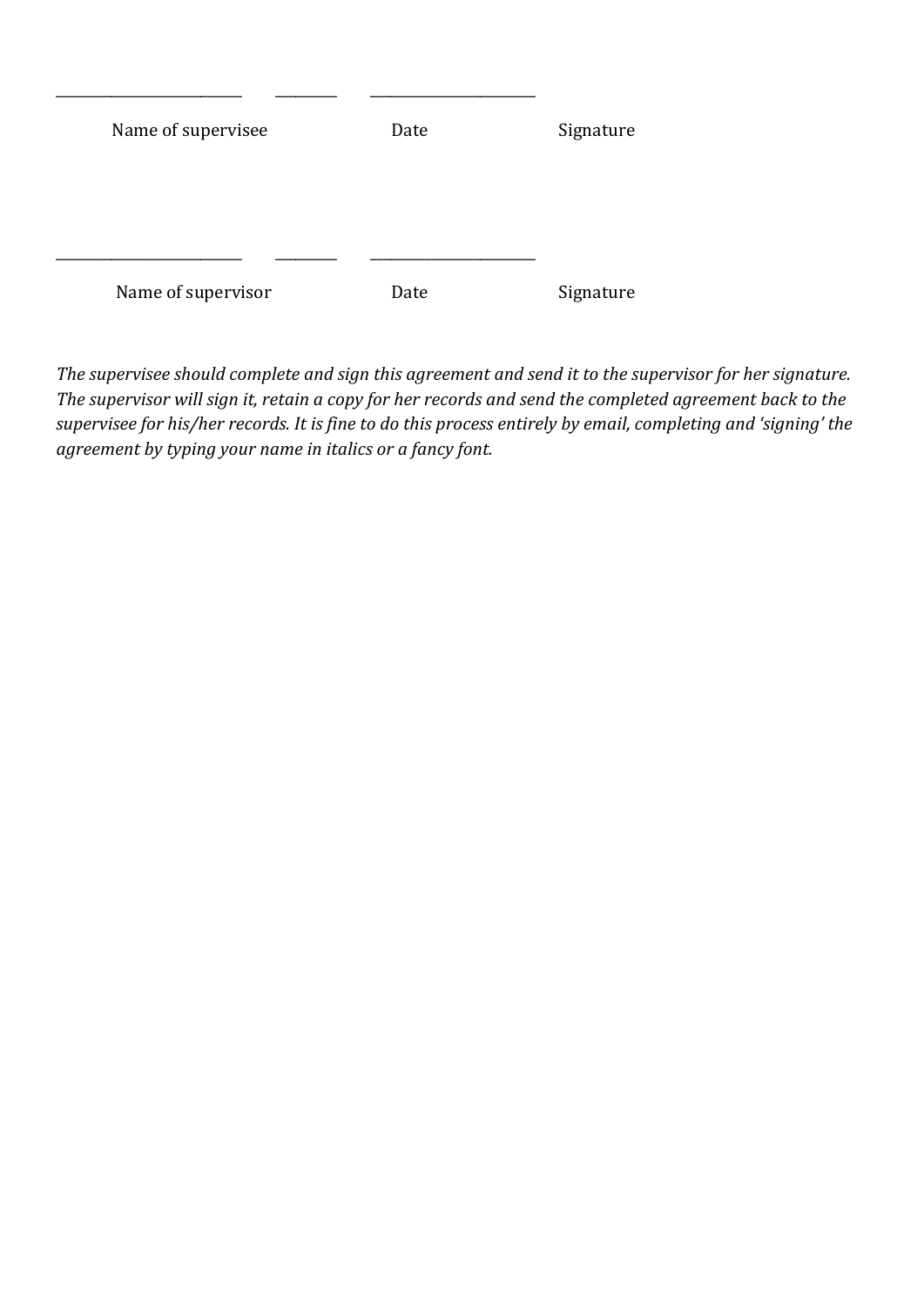\_\_\_\_\_\_\_\_\_\_\_\_\_\_\_\_\_\_\_\_\_\_\_\_\_\_\_\_\_ \_\_\_\_\_\_\_\_\_\_ \_\_\_\_\_\_\_\_\_\_\_\_\_\_\_\_\_\_\_\_\_\_\_\_\_

Name of supervisee Date Signature

\_\_\_\_\_\_\_\_\_\_\_\_\_\_\_\_\_\_\_\_\_\_\_\_\_\_\_\_\_ \_\_\_\_\_\_\_\_\_\_ \_\_\_\_\_\_\_\_\_\_\_\_\_\_\_\_\_\_\_\_\_\_\_\_\_

Name of supervisor Date Signature

*The supervisee should complete and sign this agreement and send it to the supervisor for her signature. The supervisor will sign it, retain a copy for her records and send the completed agreement back to the supervisee for his/her records. It is fine to do this process entirely by email, completing and 'signing' the agreement by typing your name in italics or a fancy font.*